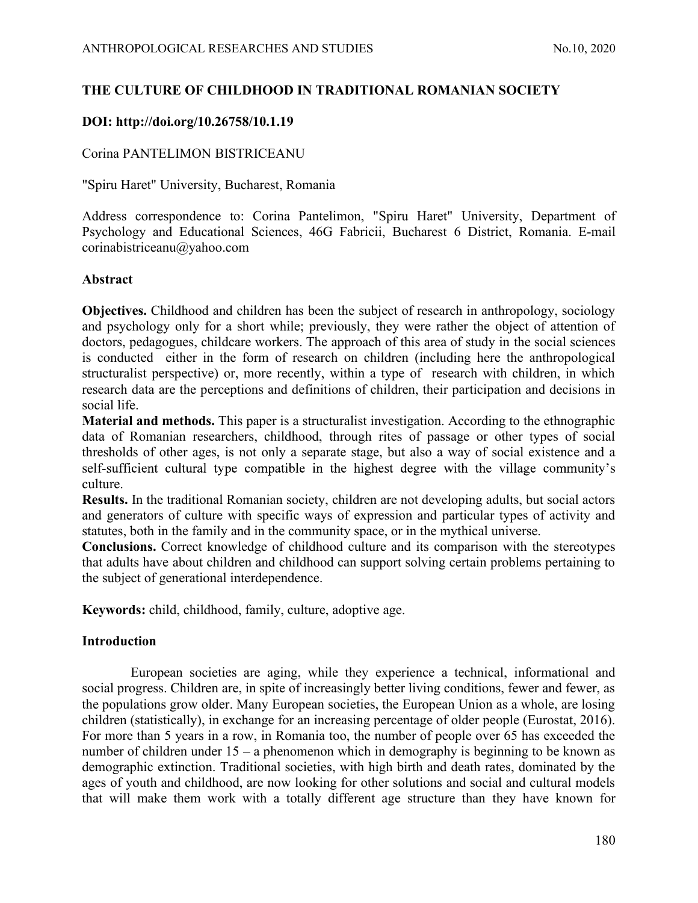# THE CULTURE OF CHILDHOOD IN TRADITIONAL ROMANIAN SOCIETY

**DOI: http://doi.org/10.26758/10.1.19**

Corina PANTELIMON BISTRICEANU

"Spiru Haret" University, Bucharest, Romania

Address correspondence to: Corina Pantelimon, "Spiru Haret" University, Department of Psychology and Educational Sciences, 46G Fabricii, Bucharest 6 District, Romania. E-mail corinabistriceanu@yahoo.com

## Abstract

**Objectives.** Childhood and children has been the subject of research in anthropology, sociology and psychology only for a short while; previously, they were rather the object of attention of doctors, pedagogues, childcare workers. The approach of this area of study in the social sciences is conducted either in the form of research on children (including here the anthropological structuralist perspective) or, more recently, within a type of research with children, in which research data are the perceptions and definitions of children, their participation and decisions in social life.

**Material and methods.** This paper is a structuralist investigation. According to the ethnographic data of Romanian researchers, childhood, through rites of passage or other types of social thresholds of other ages, is not only a separate stage, but also a way of social existence and a self-sufficient cultural type compatible in the highest degree with the village community's culture.

**Results.** In the traditional Romanian society, children are not developing adults, but social actors and generators of culture with specific ways of expression and particular types of activity and statutes, both in the family and in the community space, or in the mythical universe.

**Conclusions.** Correct knowledge of childhood culture and its comparison with the stereotypes that adults have about children and childhood can support solving certain problems pertaining to the subject of generational interdependence.

**Keywords:** child, childhood, family, culture, adoptive age.

## Introduction

European societies are aging, while they experience a technical, informational and social progress. Children are, in spite of increasingly better living conditions, fewer and fewer, as the populations grow older. Many European societies, the European Union as a whole, are losing children (statistically), in exchange for an increasing percentage of older people (Eurostat, 2016). For more than 5 years in a row, in Romania too, the number of people over 65 has exceeded the number of children under 15 – a phenomenon which in demography is beginning to be known as demographic extinction. Traditional societies, with high birth and death rates, dominated by the ages of youth and childhood, are now looking for other solutions and social and cultural models that will make them work with a totally different age structure than they have known for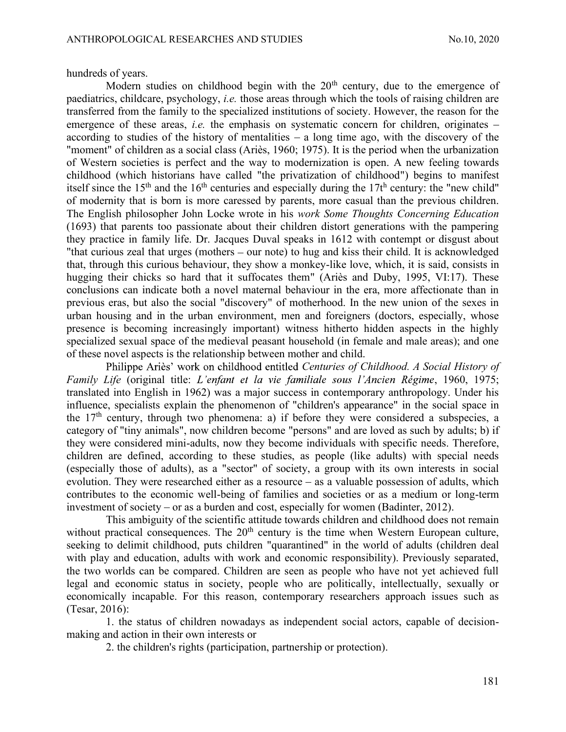hundreds of years.

Modern studies on childhood begin with the 20th century, due to the emergence of paediatrics, childcare, psychology, *i.e.* those areas through which the tools of raising children are transferred from the family to the specialized institutions of society. However, the reason for the emergence of these areas, *i.e.* the emphasis on systematic concern for children, originates – according to studies of the history of mentalities – a long time ago, with the discovery of the "moment" of children as a social class (Ariès, 1960; 1975). It is the period when the urbanization of Western societies is perfect and the way to modernization is open. A new feeling towards childhood (which historians have called "the privatization of childhood") begins to manifest itself since the 15th and the 16th centuries and especially during the 17th century: the "new child" of modernity that is born is more caressed by parents, more casual than the previous children. The English philosopher John Locke wrote in his *work Some Thoughts Concerning Education* (1693) that parents too passionate about their children distort generations with the pampering they practice in family life. Dr. Jacques Duval speaks in 1612 with contempt or disgust about "that curious zeal that urges (mothers – our note) to hug and kiss their child. It is acknowledged that, through this curious behaviour, they show a monkey-like love, which, it is said, consists in hugging their chicks so hard that it suffocates them" (Ariès and Duby, 1995, VI:17). These conclusions can indicate both a novel maternal behaviour in the era, more affectionate than in previous eras, but also the social "discovery" of motherhood. In the new union of the sexes in urban housing and in the urban environment, men and foreigners (doctors, especially, whose presence is becoming increasingly important) witness hitherto hidden aspects in the highly specialized sexual space of the medieval peasant household (in female and male areas); and one of these novel aspects is the relationship between mother and child.

Philippe Ariès' work on childhood entitled *Centuries of Childhood. A Social History of Family Life* (original title: *L'enfant et la vie familiale sous l'Ancien Régime*, 1960, 1975; translated into English in 1962) was a major success in contemporary anthropology. Under his influence, specialists explain the phenomenon of "children's appearance" in the social space in the 17th century, through two phenomena: a) if before they were considered a subspecies, a category of "tiny animals", now children become "persons" and are loved as such by adults; b) if they were considered mini-adults, now they become individuals with specific needs. Therefore, children are defined, according to these studies, as people (like adults) with special needs (especially those of adults), as a "sector" of society, a group with its own interests in social evolution. They were researched either as a resource – as a valuable possession of adults, which contributes to the economic well-being of families and societies or as a medium or long-term investment of society – or as a burden and cost, especially for women (Badinter, 2012).

This ambiguity of the scientific attitude towards children and childhood does not remain without practical consequences. The 20th century is the time when Western European culture, seeking to delimit childhood, puts children "quarantined" in the world of adults (children deal with play and education, adults with work and economic responsibility). Previously separated, the two worlds can be compared. Children are seen as people who have not yet achieved full legal and economic status in society, people who are politically, intellectually, sexually or economically incapable. For this reason, contemporary researchers approach issues such as (Tesar, 2016):

1. the status of children nowadays as independent social actors, capable of decision-making and action in their own interests or

2. the children's rights (participation, partnership or protection).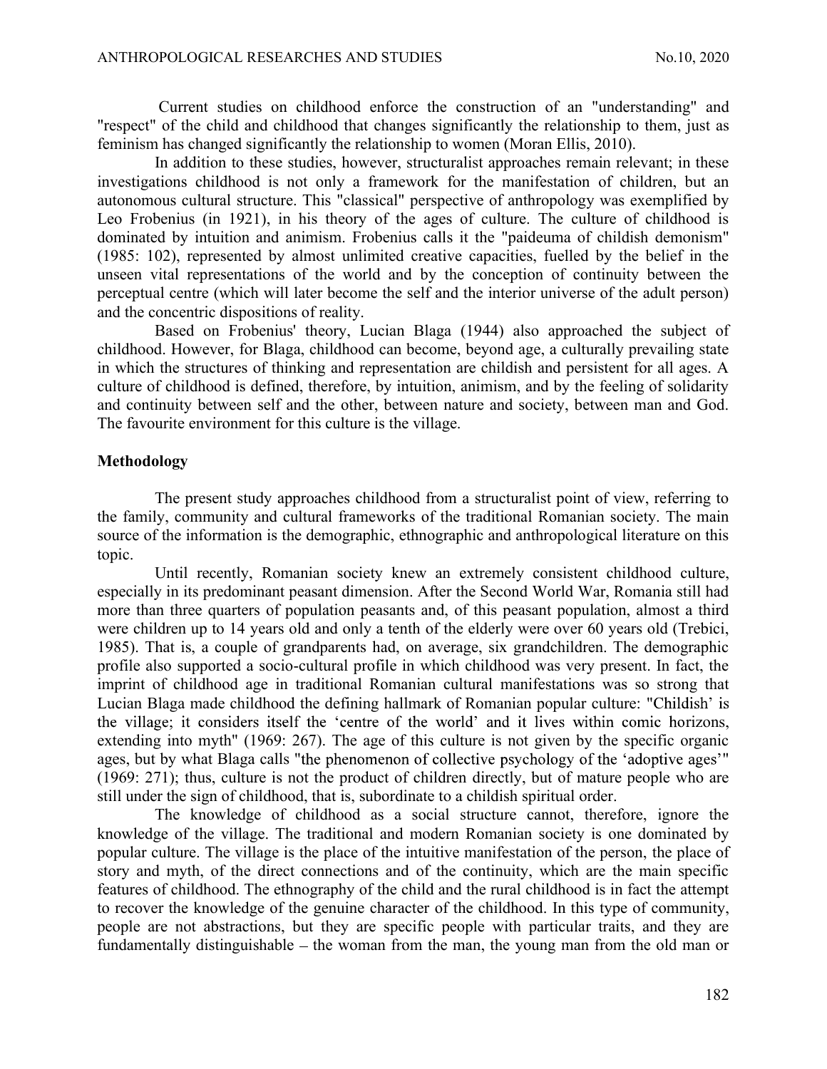Current studies on childhood enforce the construction of an "understanding" and "respect" of the child and childhood that changes significantly the relationship to them, just as feminism has changed significantly the relationship to women (Moran Ellis, 2010).

In addition to these studies, however, structuralist approaches remain relevant; in these investigations childhood is not only a framework for the manifestation of children, but an autonomous cultural structure. This "classical" perspective of anthropology was exemplified by Leo Frobenius (in 1921), in his theory of the ages of culture. The culture of childhood is dominated by intuition and animism. Frobenius calls it the "paideuma of childish demonism" (1985: 102), represented by almost unlimited creative capacities, fuelled by the belief in the unseen vital representations of the world and by the conception of continuity between the perceptual centre (which will later become the self and the interior universe of the adult person) and the concentric dispositions of reality.

Based on Frobenius' theory, Lucian Blaga (1944) also approached the subject of childhood. However, for Blaga, childhood can become, beyond age, a culturally prevailing state in which the structures of thinking and representation are childish and persistent for all ages. A culture of childhood is defined, therefore, by intuition, animism, and by the feeling of solidarity and continuity between self and the other, between nature and society, between man and God. The favourite environment for this culture is the village.

## Methodology

The present study approaches childhood from a structuralist point of view, referring to the family, community and cultural frameworks of the traditional Romanian society. The main source of the information is the demographic, ethnographic and anthropological literature on this topic.

Until recently, Romanian society knew an extremely consistent childhood culture, especially in its predominant peasant dimension. After the Second World War, Romania still had more than three quarters of population peasants and, of this peasant population, almost a third were children up to 14 years old and only a tenth of the elderly were over 60 years old (Trebici, 1985). That is, a couple of grandparents had, on average, six grandchildren. The demographic profile also supported a socio-cultural profile in which childhood was very present. In fact, the imprint of childhood age in traditional Romanian cultural manifestations was so strong that Lucian Blaga made childhood the defining hallmark of Romanian popular culture: "Childish' is the village; it considers itself the 'centre of the world' and it lives within comic horizons, extending into myth" (1969: 267). The age of this culture is not given by the specific organic ages, but by what Blaga calls "the phenomenon of collective psychology of the 'adoptive ages'" (1969: 271); thus, culture is not the product of children directly, but of mature people who are still under the sign of childhood, that is, subordinate to a childish spiritual order.

The knowledge of childhood as a social structure cannot, therefore, ignore the knowledge of the village. The traditional and modern Romanian society is one dominated by popular culture. The village is the place of the intuitive manifestation of the person, the place of story and myth, of the direct connections and of the continuity, which are the main specific features of childhood. The ethnography of the child and the rural childhood is in fact the attempt to recover the knowledge of the genuine character of the childhood. In this type of community, people are not abstractions, but they are specific people with particular traits, and they are fundamentally distinguishable – the woman from the man, the young man from the old man or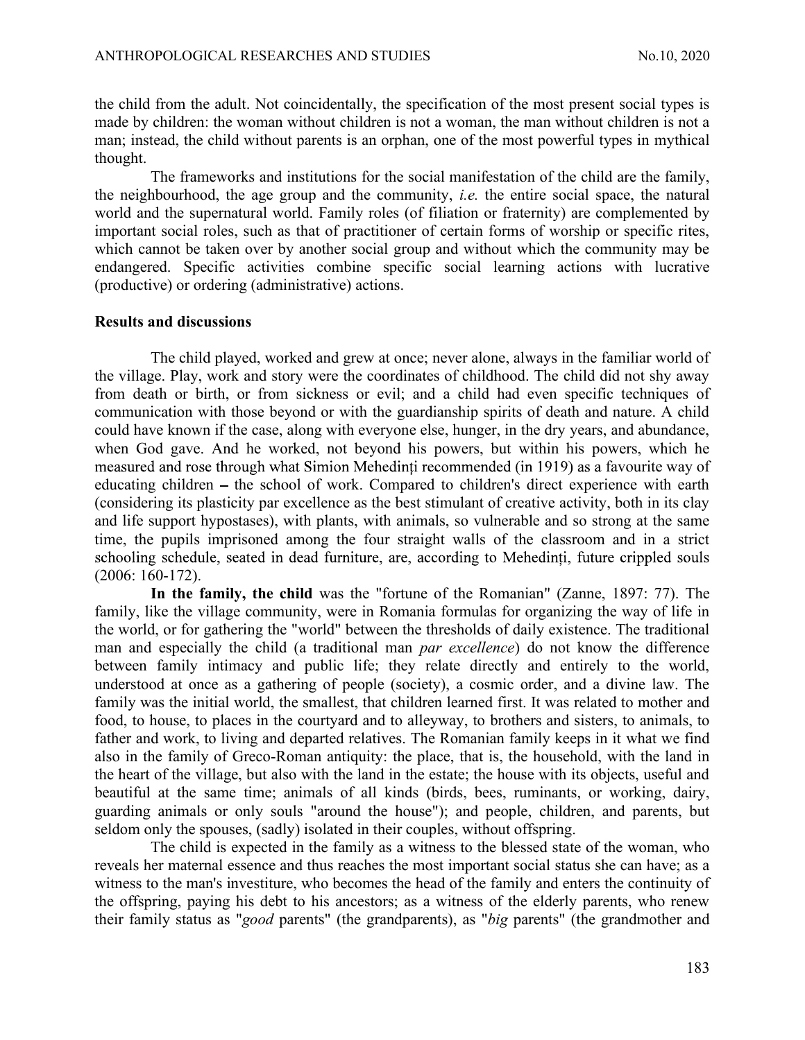the child from the adult. Not coincidentally, the specification of the most present social types is made by children: the woman without children is not a woman, the man without children is not a man; instead, the child without parents is an orphan, one of the most powerful types in mythical thought.

The frameworks and institutions for the social manifestation of the child are the family, the neighbourhood, the age group and the community, *i.e.* the entire social space, the natural world and the supernatural world. Family roles (of filiation or fraternity) are complemented by important social roles, such as that of practitioner of certain forms of worship or specific rites, which cannot be taken over by another social group and without which the community may be endangered. Specific activities combine specific social learning actions with lucrative (productive) or ordering (administrative) actions.

**Results and discussions**

The child played, worked and grew at once; never alone, always in the familiar world of the village. Play, work and story were the coordinates of childhood. The child did not shy away from death or birth, or from sickness or evil; and a child had even specific techniques of communication with those beyond or with the guardianship spirits of death and nature. A child could have known if the case, along with everyone else, hunger, in the dry years, and abundance, when God gave. And he worked, not beyond his powers, but within his powers, which he measured and rose through what Simion Mehedinți recommended (in 1919) as a favourite way of educating children – the school of work. Compared to children's direct experience with earth (considering its plasticity par excellence as the best stimulant of creative activity, both in its clay and life support hypostases), with plants, with animals, so vulnerable and so strong at the same time, the pupils imprisoned among the four straight walls of the classroom and in a strict schooling schedule, seated in dead furniture, are, according to Mehedinți, future crippled souls (2006: 160-172).

**In the family, the child** was the "fortune of the Romanian" (Zanne, 1897: 77). The family, like the village community, were in Romania formulas for organizing the way of life in the world, or for gathering the "world" between the thresholds of daily existence. The traditional man and especially the child (a traditional man *par excellence*) do not know the difference between family intimacy and public life; they relate directly and entirely to the world, understood at once as a gathering of people (society), a cosmic order, and a divine law. The family was the initial world, the smallest, that children learned first. It was related to mother and food, to house, to places in the courtyard and to alleyway, to brothers and sisters, to animals, to father and work, to living and departed relatives. The Romanian family keeps in it what we find also in the family of Greco-Roman antiquity: the place, that is, the household, with the land in the heart of the village, but also with the land in the estate; the house with its objects, useful and beautiful at the same time; animals of all kinds (birds, bees, ruminants, or working, dairy, guarding animals or only souls "around the house"); and people, children, and parents, but seldom only the spouses, (sadly) isolated in their couples, without offspring.

The child is expected in the family as a witness to the blessed state of the woman, who reveals her maternal essence and thus reaches the most important social status she can have; as a witness to the man's investiture, who becomes the head of the family and enters the continuity of the offspring, paying his debt to his ancestors; as a witness of the elderly parents, who renew their family status as "*good* parents" (the grandparents), as "*big* parents" (the grandmother and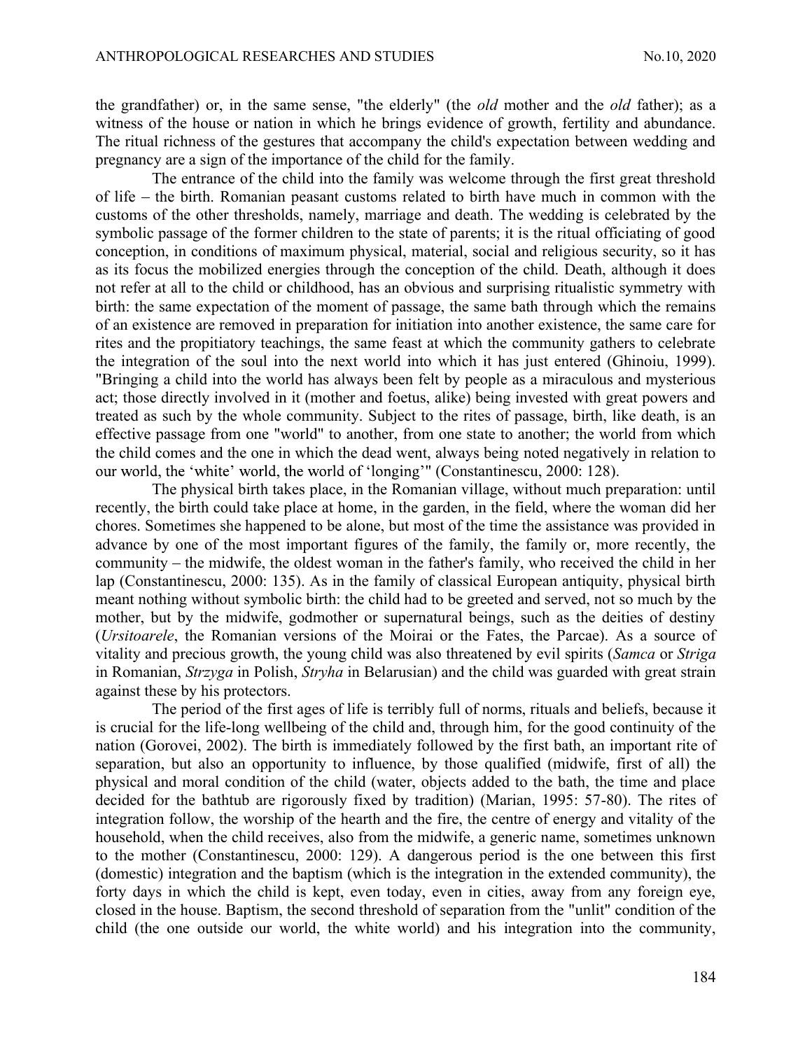the grandfather) or, in the same sense, "the elderly" (the *old* mother and the *old* father); as a witness of the house or nation in which he brings evidence of growth, fertility and abundance. The ritual richness of the gestures that accompany the child's expectation between wedding and pregnancy are a sign of the importance of the child for the family.

The entrance of the child into the family was welcome through the first great threshold of life – the birth. Romanian peasant customs related to birth have much in common with the customs of the other thresholds, namely, marriage and death. The wedding is celebrated by the symbolic passage of the former children to the state of parents; it is the ritual officiating of good conception, in conditions of maximum physical, material, social and religious security, so it has as its focus the mobilized energies through the conception of the child. Death, although it does not refer at all to the child or childhood, has an obvious and surprising ritualistic symmetry with birth: the same expectation of the moment of passage, the same bath through which the remains of an existence are removed in preparation for initiation into another existence, the same care for rites and the propitiatory teachings, the same feast at which the community gathers to celebrate the integration of the soul into the next world into which it has just entered (Ghinoiu, 1999). "Bringing a child into the world has always been felt by people as a miraculous and mysterious act; those directly involved in it (mother and foetus, alike) being invested with great powers and treated as such by the whole community. Subject to the rites of passage, birth, like death, is an effective passage from one "world" to another, from one state to another; the world from which the child comes and the one in which the dead went, always being noted negatively in relation to our world, the 'white' world, the world of 'longing'" (Constantinescu, 2000: 128).

The physical birth takes place, in the Romanian village, without much preparation: until recently, the birth could take place at home, in the garden, in the field, where the woman did her chores. Sometimes she happened to be alone, but most of the time the assistance was provided in advance by one of the most important figures of the family, the family or, more recently, the community – the midwife, the oldest woman in the father's family, who received the child in her lap (Constantinescu, 2000: 135). As in the family of classical European antiquity, physical birth meant nothing without symbolic birth: the child had to be greeted and served, not so much by the mother, but by the midwife, godmother or supernatural beings, such as the deities of destiny (*Ursitoarele*, the Romanian versions of the Moirai or the Fates, the Parcae). As a source of vitality and precious growth, the young child was also threatened by evil spirits (*Samca* or *Striga* in Romanian, *Strzyga* in Polish, *Stryha* in Belarusian) and the child was guarded with great strain against these by his protectors.

The period of the first ages of life is terribly full of norms, rituals and beliefs, because it is crucial for the life-long wellbeing of the child and, through him, for the good continuity of the nation (Gorovei, 2002). The birth is immediately followed by the first bath, an important rite of separation, but also an opportunity to influence, by those qualified (midwife, first of all) the physical and moral condition of the child (water, objects added to the bath, the time and place decided for the bathtub are rigorously fixed by tradition) (Marian, 1995: 57-80). The rites of integration follow, the worship of the hearth and the fire, the centre of energy and vitality of the household, when the child receives, also from the midwife, a generic name, sometimes unknown to the mother (Constantinescu, 2000: 129). A dangerous period is the one between this first (domestic) integration and the baptism (which is the integration in the extended community), the forty days in which the child is kept, even today, even in cities, away from any foreign eye, closed in the house. Baptism, the second threshold of separation from the "unlit" condition of the child (the one outside our world, the white world) and his integration into the community,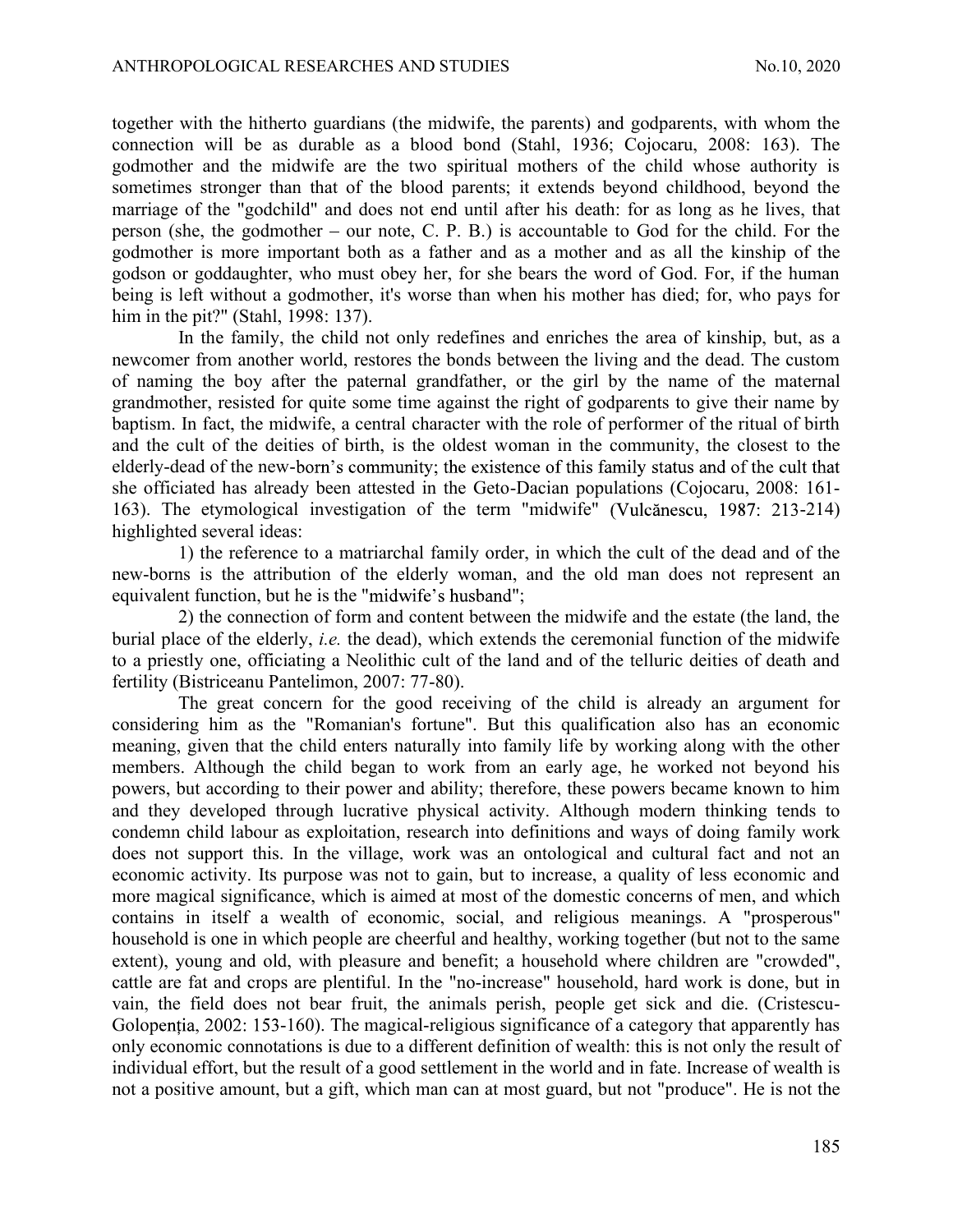together with the hitherto guardians (the midwife, the parents) and godparents, with whom the connection will be as durable as a blood bond (Stahl, 1936; Cojocaru, 2008: 163). The godmother and the midwife are the two spiritual mothers of the child whose authority is sometimes stronger than that of the blood parents; it extends beyond childhood, beyond the marriage of the "godchild" and does not end until after his death: for as long as he lives, that person (she, the godmother – our note, C. P. B.) is accountable to God for the child. For the godmother is more important both as a father and as a mother and as all the kinship of the godson or goddaughter, who must obey her, for she bears the word of God. For, if the human being is left without a godmother, it's worse than when his mother has died; for, who pays for him in the pit?" (Stahl, 1998: 137).

In the family, the child not only redefines and enriches the area of kinship, but, as a newcomer from another world, restores the bonds between the living and the dead. The custom of naming the boy after the paternal grandfather, or the girl by the name of the maternal grandmother, resisted for quite some time against the right of godparents to give their name by baptism. In fact, the midwife, a central character with the role of performer of the ritual of birth and the cult of the deities of birth, is the oldest woman in the community, the closest to the elderly-dead of the new-born's community; the existence of this family status and of the cult that she officiated has already been attested in the Geto-Dacian populations (Cojocaru, 2008: 161-163). The etymological investigation of the term "midwife" (Vulcănescu, 1987: 213-214) highlighted several ideas:

1) the reference to a matriarchal family order, in which the cult of the dead and of the new-borns is the attribution of the elderly woman, and the old man does not represent an equivalent function, but he is the "midwife's husband";

2) the connection of form and content between the midwife and the estate (the land, the burial place of the elderly, *i.e.* the dead), which extends the ceremonial function of the midwife to a priestly one, officiating a Neolithic cult of the land and of the telluric deities of death and fertility (Bistriceanu Pantelimon, 2007: 77-80).

The great concern for the good receiving of the child is already an argument for considering him as the "Romanian's fortune". But this qualification also has an economic meaning, given that the child enters naturally into family life by working along with the other members. Although the child began to work from an early age, he worked not beyond his powers, but according to their power and ability; therefore, these powers became known to him and they developed through lucrative physical activity. Although modern thinking tends to condemn child labour as exploitation, research into definitions and ways of doing family work does not support this. In the village, work was an ontological and cultural fact and not an economic activity. Its purpose was not to gain, but to increase, a quality of less economic and more magical significance, which is aimed at most of the domestic concerns of men, and which contains in itself a wealth of economic, social, and religious meanings. A "prosperous" household is one in which people are cheerful and healthy, working together (but not to the same extent), young and old, with pleasure and benefit; a household where children are "crowded", cattle are fat and crops are plentiful. In the "no-increase" household, hard work is done, but in vain, the field does not bear fruit, the animals perish, people get sick and die. (Cristescu-Golopenția, 2002: 153-160). The magical-religious significance of a category that apparently has only economic connotations is due to a different definition of wealth: this is not only the result of individual effort, but the result of a good settlement in the world and in fate. Increase of wealth is not a positive amount, but a gift, which man can at most guard, but not "produce". He is not the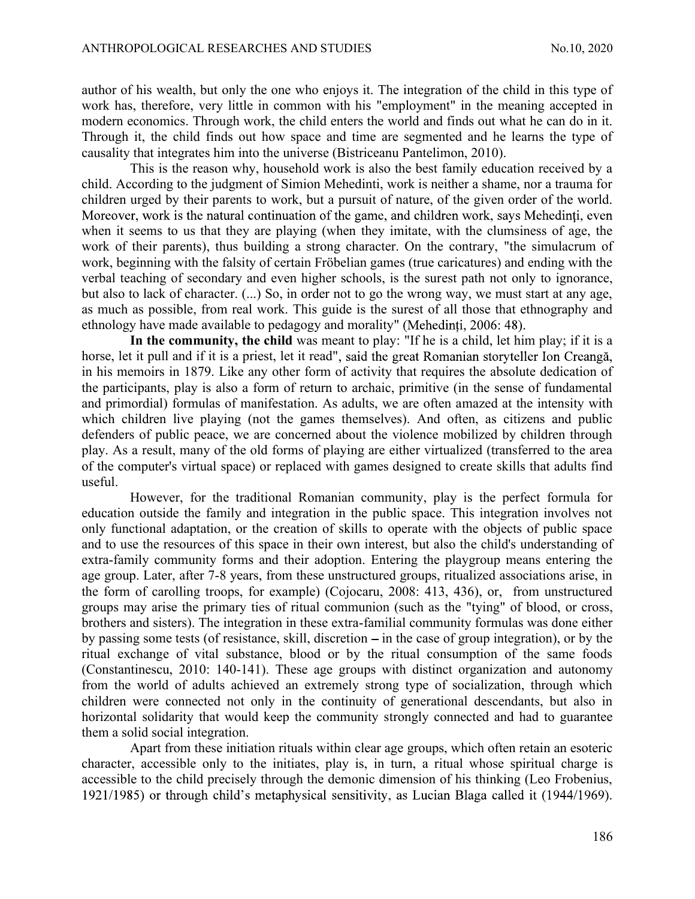author of his wealth, but only the one who enjoys it. The integration of the child in this type of work has, therefore, very little in common with his "employment" in the meaning accepted in modern economics. Through work, the child enters the world and finds out what he can do in it. Through it, the child finds out how space and time are segmented and he learns the type of causality that integrates him into the universe (Bistriceanu Pantelimon, 2010).

This is the reason why, household work is also the best family education received by a child. According to the judgment of Simion Mehedinti, work is neither a shame, nor a trauma for children urged by their parents to work, but a pursuit of nature, of the given order of the world. Moreover, work is the natural continuation of the game, and children work, says Mehedinți, even when it seems to us that they are playing (when they imitate, with the clumsiness of age, the work of their parents), thus building a strong character. On the contrary, "the simulacrum of work, beginning with the falsity of certain Fröbelian games (true caricatures) and ending with the verbal teaching of secondary and even higher schools, is the surest path not only to ignorance, but also to lack of character. (...) So, in order not to go the wrong way, we must start at any age, as much as possible, from real work. This guide is the surest of all those that ethnography and ethnology have made available to pedagogy and morality" (Mehedinți, 2006: 48).

**In the community, the child** was meant to play: "If he is a child, let him play; if it is a horse, let it pull and if it is a priest, let it read", said the great Romanian storyteller Ion Creangă, in his memoirs in 1879. Like any other form of activity that requires the absolute dedication of the participants, play is also a form of return to archaic, primitive (in the sense of fundamental and primordial) formulas of manifestation. As adults, we are often amazed at the intensity with which children live playing (not the games themselves). And often, as citizens and public defenders of public peace, we are concerned about the violence mobilized by children through play. As a result, many of the old forms of playing are either virtualized (transferred to the area of the computer's virtual space) or replaced with games designed to create skills that adults find useful.

However, for the traditional Romanian community, play is the perfect formula for education outside the family and integration in the public space. This integration involves not only functional adaptation, or the creation of skills to operate with the objects of public space and to use the resources of this space in their own interest, but also the child's understanding of extra-family community forms and their adoption. Entering the playgroup means entering the age group. Later, after 7-8 years, from these unstructured groups, ritualized associations arise, in the form of carolling troops, for example) (Cojocaru, 2008: 413, 436), or, from unstructured groups may arise the primary ties of ritual communion (such as the "tying" of blood, or cross, brothers and sisters). The integration in these extra-familial community formulas was done either by passing some tests (of resistance, skill, discretion – in the case of group integration), or by the ritual exchange of vital substance, blood or by the ritual consumption of the same foods (Constantinescu, 2010: 140-141). These age groups with distinct organization and autonomy from the world of adults achieved an extremely strong type of socialization, through which children were connected not only in the continuity of generational descendants, but also in horizontal solidarity that would keep the community strongly connected and had to guarantee them a solid social integration.

Apart from these initiation rituals within clear age groups, which often retain an esoteric character, accessible only to the initiates, play is, in turn, a ritual whose spiritual charge is accessible to the child precisely through the demonic dimension of his thinking (Leo Frobenius, 1921/1985) or through child's metaphysical sensitivity, as Lucian Blaga called it (1944/1969).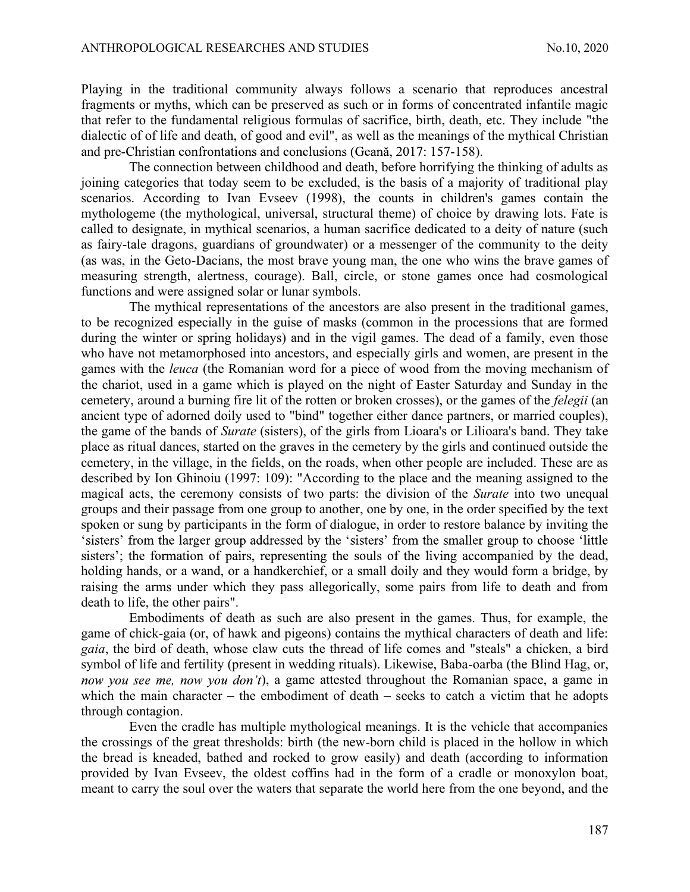Playing in the traditional community always follows a scenario that reproduces ancestral fragments or myths, which can be preserved as such or in forms of concentrated infantile magic that refer to the fundamental religious formulas of sacrifice, birth, death, etc. They include "the dialectic of of life and death, of good and evil", as well as the meanings of the mythical Christian and pre-Christian confrontations and conclusions (Geană, 2017: 157-158).

The connection between childhood and death, before horrifying the thinking of adults as joining categories that today seem to be excluded, is the basis of a majority of traditional play scenarios. According to Ivan Evseev (1998), the counts in children's games contain the mythologeme (the mythological, universal, structural theme) of choice by drawing lots. Fate is called to designate, in mythical scenarios, a human sacrifice dedicated to a deity of nature (such as fairy-tale dragons, guardians of groundwater) or a messenger of the community to the deity (as was, in the Geto-Dacians, the most brave young man, the one who wins the brave games of measuring strength, alertness, courage). Ball, circle, or stone games once had cosmological functions and were assigned solar or lunar symbols.

The mythical representations of the ancestors are also present in the traditional games, to be recognized especially in the guise of masks (common in the processions that are formed during the winter or spring holidays) and in the vigil games. The dead of a family, even those who have not metamorphosed into ancestors, and especially girls and women, are present in the games with the *leuca* (the Romanian word for a piece of wood from the moving mechanism of the chariot, used in a game which is played on the night of Easter Saturday and Sunday in the cemetery, around a burning fire lit of the rotten or broken crosses), or the games of the *felegii* (an ancient type of adorned doily used to "bind" together either dance partners, or married couples), the game of the bands of *Surate* (sisters), of the girls from Lioara's or Lilioara's band. They take place as ritual dances, started on the graves in the cemetery by the girls and continued outside the cemetery, in the village, in the fields, on the roads, when other people are included. These are as described by Ion Ghinoiu (1997: 109): "According to the place and the meaning assigned to the magical acts, the ceremony consists of two parts: the division of the *Surate* into two unequal groups and their passage from one group to another, one by one, in the order specified by the text spoken or sung by participants in the form of dialogue, in order to restore balance by inviting the 'sisters' from the larger group addressed by the 'sisters' from the smaller group to choose 'little sisters'; the formation of pairs, representing the souls of the living accompanied by the dead, holding hands, or a wand, or a handkerchief, or a small doily and they would form a bridge, by raising the arms under which they pass allegorically, some pairs from life to death and from death to life, the other pairs".

Embodiments of death as such are also present in the games. Thus, for example, the game of chick-gaia (or, of hawk and pigeons) contains the mythical characters of death and life: *gaia*, the bird of death, whose claw cuts the thread of life comes and "steals" a chicken, a bird symbol of life and fertility (present in wedding rituals). Likewise, Baba-oarba (the Blind Hag, or, *now you see me, now you don't*), a game attested throughout the Romanian space, a game in which the main character – the embodiment of death – seeks to catch a victim that he adopts through contagion.

Even the cradle has multiple mythological meanings. It is the vehicle that accompanies the crossings of the great thresholds: birth (the new-born child is placed in the hollow in which the bread is kneaded, bathed and rocked to grow easily) and death (according to information provided by Ivan Evseev, the oldest coffins had in the form of a cradle or monoxylon boat, meant to carry the soul over the waters that separate the world here from the one beyond, and the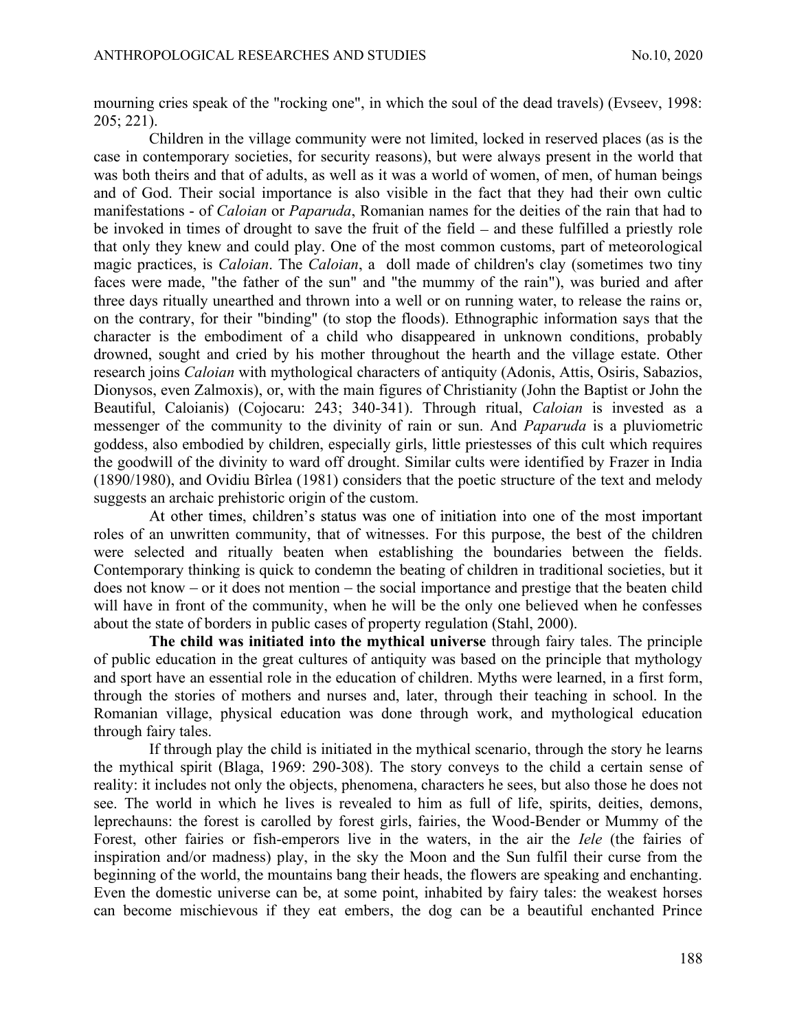mourning cries speak of the "rocking one", in which the soul of the dead travels) (Evseev, 1998: 205; 221).

Children in the village community were not limited, locked in reserved places (as is the case in contemporary societies, for security reasons), but were always present in the world that was both theirs and that of adults, as well as it was a world of women, of men, of human beings and of God. Their social importance is also visible in the fact that they had their own cultic manifestations - of *Caloian* or *Paparuda*, Romanian names for the deities of the rain that had to be invoked in times of drought to save the fruit of the field – and these fulfilled a priestly role that only they knew and could play. One of the most common customs, part of meteorological magic practices, is *Caloian*. The *Caloian*, a doll made of children's clay (sometimes two tiny faces were made, "the father of the sun" and "the mummy of the rain"), was buried and after three days ritually unearthed and thrown into a well or on running water, to release the rains or, on the contrary, for their "binding" (to stop the floods). Ethnographic information says that the character is the embodiment of a child who disappeared in unknown conditions, probably drowned, sought and cried by his mother throughout the hearth and the village estate. Other research joins *Caloian* with mythological characters of antiquity (Adonis, Attis, Osiris, Sabazios, Dionysos, even Zalmoxis), or, with the main figures of Christianity (John the Baptist or John the Beautiful, Caloianis) (Cojocaru: 243; 340-341). Through ritual, *Caloian* is invested as a messenger of the community to the divinity of rain or sun. And *Paparuda* is a pluviometric goddess, also embodied by children, especially girls, little priestesses of this cult which requires the goodwill of the divinity to ward off drought. Similar cults were identified by Frazer in India (1890/1980), and Ovidiu Bîrlea (1981) considers that the poetic structure of the text and melody suggests an archaic prehistoric origin of the custom.

At other times, children's status was one of initiation into one of the most important roles of an unwritten community, that of witnesses. For this purpose, the best of the children were selected and ritually beaten when establishing the boundaries between the fields. Contemporary thinking is quick to condemn the beating of children in traditional societies, but it does not know – or it does not mention – the social importance and prestige that the beaten child will have in front of the community, when he will be the only one believed when he confesses about the state of borders in public cases of property regulation (Stahl, 2000).

**The child was initiated into the mythical universe** through fairy tales. The principle of public education in the great cultures of antiquity was based on the principle that mythology and sport have an essential role in the education of children. Myths were learned, in a first form, through the stories of mothers and nurses and, later, through their teaching in school. In the Romanian village, physical education was done through work, and mythological education through fairy tales.

If through play the child is initiated in the mythical scenario, through the story he learns the mythical spirit (Blaga, 1969: 290-308). The story conveys to the child a certain sense of reality: it includes not only the objects, phenomena, characters he sees, but also those he does not see. The world in which he lives is revealed to him as full of life, spirits, deities, demons, leprechauns: the forest is carolled by forest girls, fairies, the Wood-Bender or Mummy of the Forest, other fairies or fish-emperors live in the waters, in the air the *Iele* (the fairies of inspiration and/or madness) play, in the sky the Moon and the Sun fulfil their curse from the beginning of the world, the mountains bang their heads, the flowers are speaking and enchanting. Even the domestic universe can be, at some point, inhabited by fairy tales: the weakest horses can become mischievous if they eat embers, the dog can be a beautiful enchanted Prince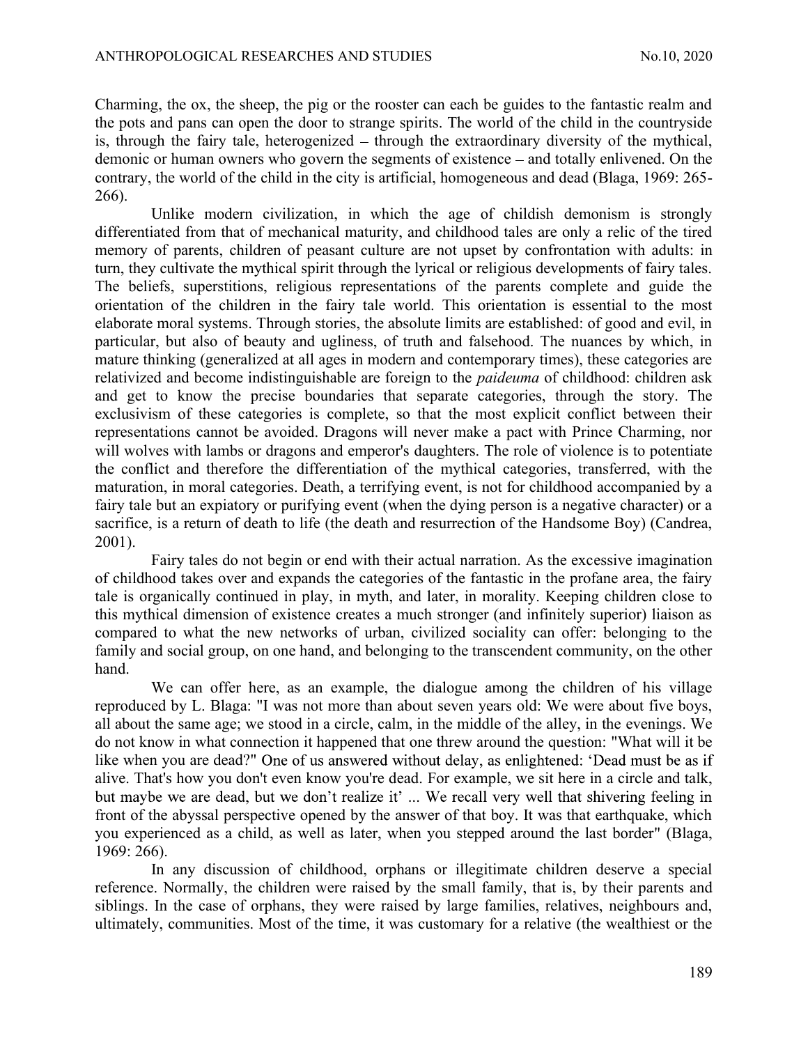Charming, the ox, the sheep, the pig or the rooster can each be guides to the fantastic realm and the pots and pans can open the door to strange spirits. The world of the child in the countryside is, through the fairy tale, heterogenized – through the extraordinary diversity of the mythical, demonic or human owners who govern the segments of existence – and totally enlivened. On the contrary, the world of the child in the city is artificial, homogeneous and dead (Blaga, 1969: 265-266).

Unlike modern civilization, in which the age of childish demonism is strongly differentiated from that of mechanical maturity, and childhood tales are only a relic of the tired memory of parents, children of peasant culture are not upset by confrontation with adults: in turn, they cultivate the mythical spirit through the lyrical or religious developments of fairy tales. The beliefs, superstitions, religious representations of the parents complete and guide the orientation of the children in the fairy tale world. This orientation is essential to the most elaborate moral systems. Through stories, the absolute limits are established: of good and evil, in particular, but also of beauty and ugliness, of truth and falsehood. The nuances by which, in mature thinking (generalized at all ages in modern and contemporary times), these categories are relativized and become indistinguishable are foreign to the *paideuma* of childhood: children ask and get to know the precise boundaries that separate categories, through the story. The exclusivism of these categories is complete, so that the most explicit conflict between their representations cannot be avoided. Dragons will never make a pact with Prince Charming, nor will wolves with lambs or dragons and emperor's daughters. The role of violence is to potentiate the conflict and therefore the differentiation of the mythical categories, transferred, with the maturation, in moral categories. Death, a terrifying event, is not for childhood accompanied by a fairy tale but an expiatory or purifying event (when the dying person is a negative character) or a sacrifice, is a return of death to life (the death and resurrection of the Handsome Boy) (Candrea, 2001).

Fairy tales do not begin or end with their actual narration. As the excessive imagination of childhood takes over and expands the categories of the fantastic in the profane area, the fairy tale is organically continued in play, in myth, and later, in morality. Keeping children close to this mythical dimension of existence creates a much stronger (and infinitely superior) liaison as compared to what the new networks of urban, civilized sociality can offer: belonging to the family and social group, on one hand, and belonging to the transcendent community, on the other hand.

We can offer here, as an example, the dialogue among the children of his village reproduced by L. Blaga: "I was not more than about seven years old: We were about five boys, all about the same age; we stood in a circle, calm, in the middle of the alley, in the evenings. We do not know in what connection it happened that one threw around the question: "What will it be like when you are dead?" One of us answered without delay, as enlightened: 'Dead must be as if alive. That's how you don't even know you're dead. For example, we sit here in a circle and talk, but maybe we are dead, but we don't realize it' ... We recall very well that shivering feeling in front of the abyssal perspective opened by the answer of that boy. It was that earthquake, which you experienced as a child, as well as later, when you stepped around the last border" (Blaga, 1969: 266).

In any discussion of childhood, orphans or illegitimate children deserve a special reference. Normally, the children were raised by the small family, that is, by their parents and siblings. In the case of orphans, they were raised by large families, relatives, neighbours and, ultimately, communities. Most of the time, it was customary for a relative (the wealthiest or the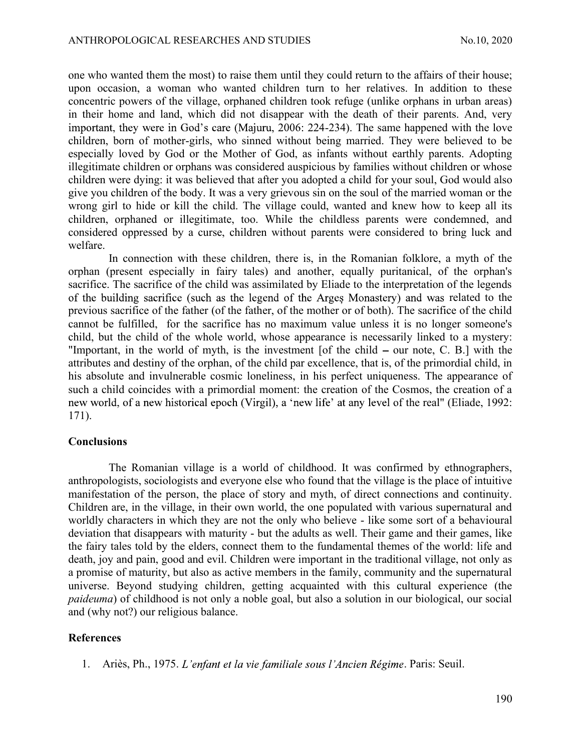one who wanted them the most) to raise them until they could return to the affairs of their house; upon occasion, a woman who wanted children turn to her relatives. In addition to these concentric powers of the village, orphaned children took refuge (unlike orphans in urban areas) in their home and land, which did not disappear with the death of their parents. And, very important, they were in God's care (Majuru, 2006: 224-234). The same happened with the love children, born of mother-girls, who sinned without being married. They were believed to be especially loved by God or the Mother of God, as infants without earthly parents. Adopting illegitimate children or orphans was considered auspicious by families without children or whose children were dying: it was believed that after you adopted a child for your soul, God would also give you children of the body. It was a very grievous sin on the soul of the married woman or the wrong girl to hide or kill the child. The village could, wanted and knew how to keep all its children, orphaned or illegitimate, too. While the childless parents were condemned, and considered oppressed by a curse, children without parents were considered to bring luck and welfare.

In connection with these children, there is, in the Romanian folklore, a myth of the orphan (present especially in fairy tales) and another, equally puritanical, of the orphan's sacrifice. The sacrifice of the child was assimilated by Eliade to the interpretation of the legends of the building sacrifice (such as the legend of the Argeș Monastery) and was related to the previous sacrifice of the father (of the father, of the mother or of both). The sacrifice of the child cannot be fulfilled, for the sacrifice has no maximum value unless it is no longer someone's child, but the child of the whole world, whose appearance is necessarily linked to a mystery: "Important, in the world of myth, is the investment [of the child – our note, C. B.] with the attributes and destiny of the orphan, of the child par excellence, that is, of the primordial child, in his absolute and invulnerable cosmic loneliness, in his perfect uniqueness. The appearance of such a child coincides with a primordial moment: the creation of the Cosmos, the creation of a new world, of a new historical epoch (Virgil), a 'new life' at any level of the real" (Eliade, 1992: 171).

## Conclusions

The Romanian village is a world of childhood. It was confirmed by ethnographers, anthropologists, sociologists and everyone else who found that the village is the place of intuitive manifestation of the person, the place of story and myth, of direct connections and continuity. Children are, in the village, in their own world, the one populated with various supernatural and worldly characters in which they are not the only who believe - like some sort of a behavioural deviation that disappears with maturity - but the adults as well. Their game and their games, like the fairy tales told by the elders, connect them to the fundamental themes of the world: life and death, joy and pain, good and evil. Children were important in the traditional village, not only as a promise of maturity, but also as active members in the family, community and the supernatural universe. Beyond studying children, getting acquainted with this cultural experience (the *paideuma*) of childhood is not only a noble goal, but also a solution in our biological, our social and (why not?) our religious balance.

## References

1. Ariès, Ph., 1975. *L'enfant et la vie familiale sous l'Ancien Régime*. Paris: Seuil.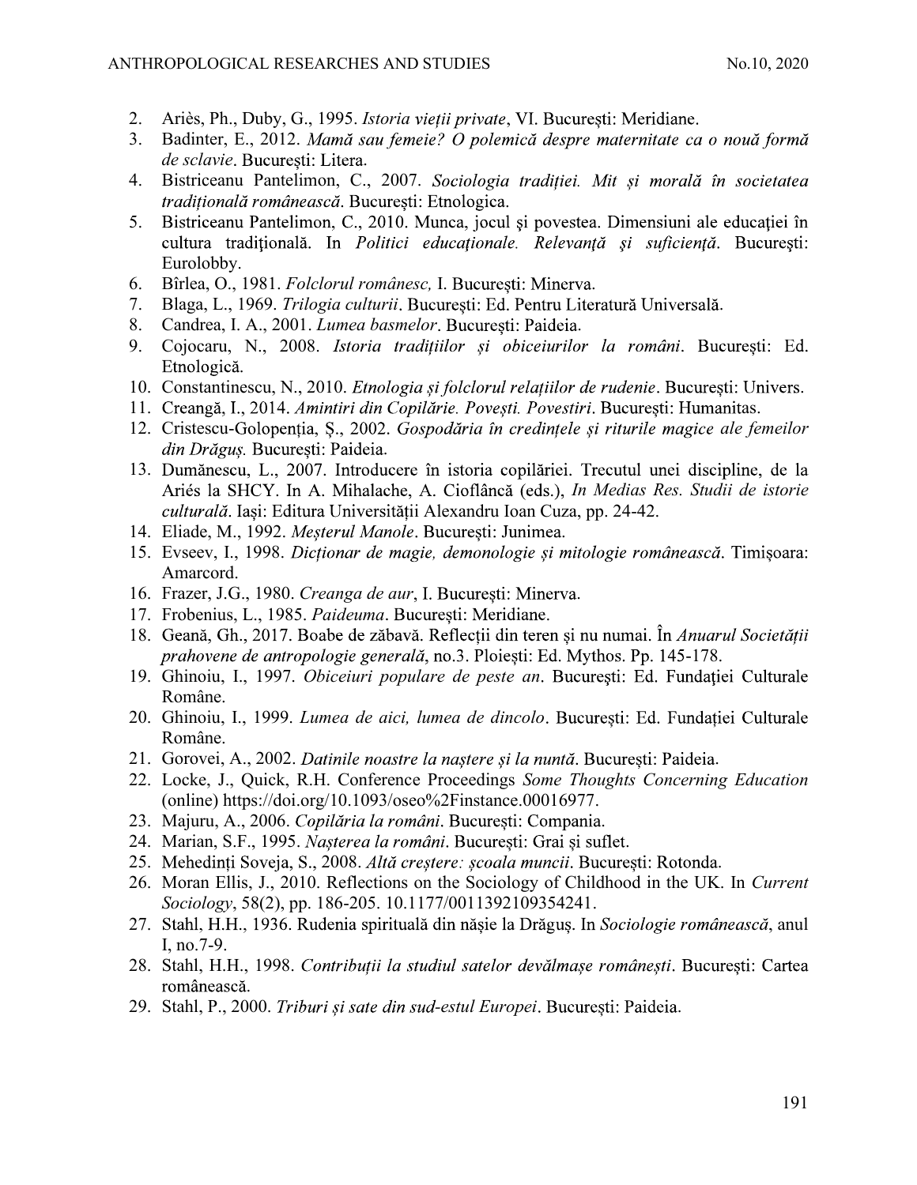2. Ariès, Ph., Duby, G., 1995. *Istoria vieții private*, VI. București: Meridiane.
3. Badinter, E., 2012. *Mamă sau femeie? O polemică despre maternitate ca o nouă formă de sclavie*. București: Litera.
4. Bistriceanu Pantelimon, C., 2007. *Sociologia tradiției. Mit și morală în societatea tradițională românească*. București: Etnologica.
5. Bistriceanu Pantelimon, C., 2010. Munca, jocul şi povestea. Dimensiuni ale educației în cultura tradiţională. In *Politici educaționale. Relevanță și suficiență*. București: Eurolobby.
6. Bîrlea, O., 1981. *Folclorul românesc,* I. București: Minerva.
7. Blaga, L., 1969. *Trilogia culturii*. București: Ed. Pentru Literatură Universală.
8. Candrea, I. A., 2001. *Lumea basmelor*. București: Paideia.
9. Cojocaru, N., 2008. *Istoria tradițiilor și obiceiurilor la români*. București: Ed. Etnologică.
10. Constantinescu, N., 2010. *Etnologia și folclorul relațiilor de rudenie*. București: Univers.
11. Creangă, I., 2014. *Amintiri din Copilărie. Povești. Povestiri*. București: Humanitas.
12. Cristescu-Golopenția, Ș., 2002. *Gospodăria în credințele și riturile magice ale femeilor din Drăguș.* București: Paideia.
13. Dumănescu, L., 2007. Introducere în istoria copilăriei. Trecutul unei discipline, de la Ariés la SHCY. In A. Mihalache, A. Cioflâncă (eds.), *In Medias Res. Studii de istorie culturală*. Iași: Editura Universității Alexandru Ioan Cuza, pp. 24-42.
14. Eliade, M., 1992. *Meșterul Manole*. București: Junimea.
15. Evseev, I., 1998. *Dicționar de magie, demonologie și mitologie românească*. Timișoara: Amarcord.
16. Frazer, J.G., 1980. *Creanga de aur*, I. București: Minerva.
17. Frobenius, L., 1985. *Paideuma*. București: Meridiane.
18. Geană, Gh., 2017. Boabe de zăbavă. Reflecții din teren și nu numai. În *Anuarul Societății prahovene de antropologie generală*, no.3. Ploiești: Ed. Mythos. Pp. 145-178.
19. Ghinoiu, I., 1997. *Obiceiuri populare de peste an*. București: Ed. Fundației Culturale Române.
20. Ghinoiu, I., 1999. *Lumea de aici, lumea de dincolo*. București: Ed. Fundației Culturale Române.
21. Gorovei, A., 2002. *Datinile noastre la naștere și la nuntă*. București: Paideia.
22. Locke, J., Quick, R.H. Conference Proceedings *Some Thoughts Concerning Education* (online) https://doi.org/10.1093/oseo%2Finstance.00016977.
23. Majuru, A., 2006. *Copilăria la români*. București: Compania.
24. Marian, S.F., 1995. *Nașterea la români*. București: Grai și suflet.
25. Mehedinți Soveja, S., 2008. *Altă creștere: școala muncii*. București: Rotonda.
26. Moran Ellis, J., 2010. Reflections on the Sociology of Childhood in the UK. In *Current Sociology*, 58(2), pp. 186-205. 10.1177/0011392109354241.
27. Stahl, H.H., 1936. Rudenia spirituală din nășie la Drăguș. In *Sociologie românească*, anul I, no.7-9.
28. Stahl, H.H., 1998. *Contribuții la studiul satelor devălmașe românești*. București: Cartea românească.
29. Stahl, P., 2000. *Triburi și sate din sud-estul Europei*. București: Paideia.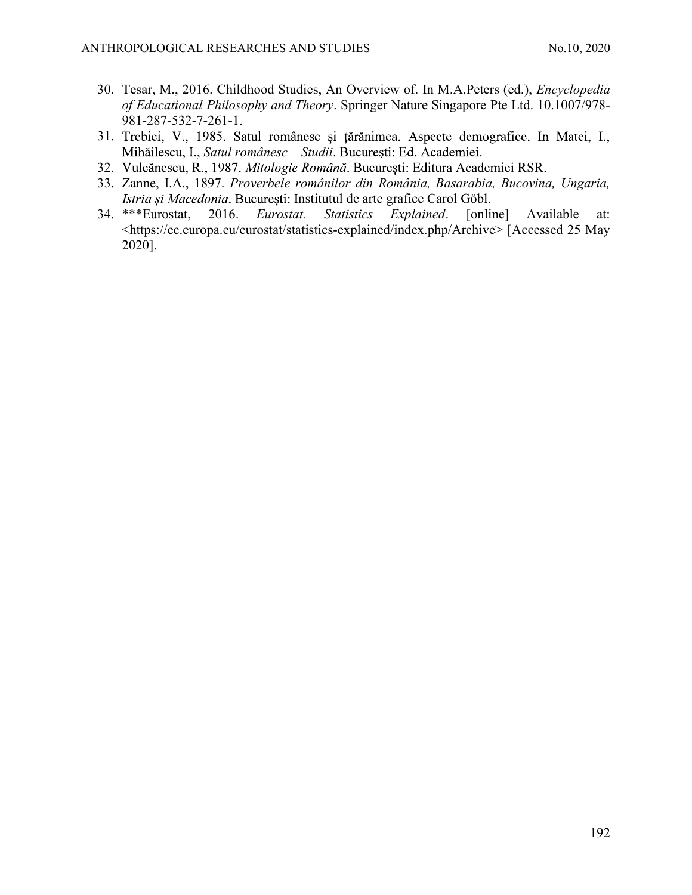30. Tesar, M., 2016. Childhood Studies, An Overview of. In M.A.Peters (ed.), *Encyclopedia of Educational Philosophy and Theory*. Springer Nature Singapore Pte Ltd. 10.1007/978-981-287-532-7-261-1.
31. Trebici, V., 1985. Satul românesc și țărănimea. Aspecte demografice. In Matei, I., Mihăilescu, I., *Satul românesc – Studii*. București: Ed. Academiei.
32. Vulcănescu, R., 1987. *Mitologie Română*. București: Editura Academiei RSR.
33. Zanne, I.A., 1897. *Proverbele românilor din România, Basarabia, Bucovina, Ungaria, Istria și Macedonia*. București: Institutul de arte grafice Carol Göbl.
34. ***Eurostat, 2016. *Eurostat. Statistics Explained*. [online] Available at: <https://ec.europa.eu/eurostat/statistics-explained/index.php/Archive> [Accessed 25 May 2020].